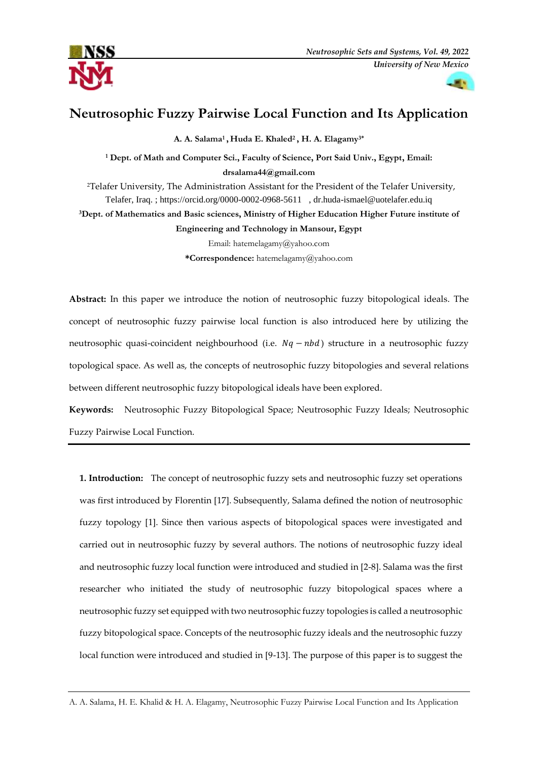# Neutrosophic Fuzzy Pairwise Local Function and Its Application

**A. A. Salama[1] , Huda E. Khaled[2] , H. A. Elagamy[3*]**

[1] **Dept. of Math and Computer Sci., Faculty of Science, Port Said Univ., Egypt, Email: drsalama44@gmail.com**

[2]Telafer University, The Administration Assistant for the President of the Telafer University, Telafer, Iraq. ; https://orcid.org/0000-0002-0968-5611 , dr.huda-ismael@uotelafer.edu.iq

[3]**Dept. of Mathematics and Basic sciences, Ministry of Higher Education Higher Future institute of Engineering and Technology in Mansour, Egypt**

Email: hatemelagamy@yahoo.com

***Correspondence:** hatemelagamy@yahoo.com

**Abstract:** In this paper we introduce the notion of neutrosophic fuzzy bitopological ideals. The concept of neutrosophic fuzzy pairwise local function is also introduced here by utilizing the neutrosophic quasi-coincident neighbourhood (i.e. $Nq - nbd$) structure in a neutrosophic fuzzy topological space. As well as, the concepts of neutrosophic fuzzy bitopologies and several relations between different neutrosophic fuzzy bitopological ideals have been explored.

**Keywords:** Neutrosophic Fuzzy Bitopological Space; Neutrosophic Fuzzy Ideals; Neutrosophic Fuzzy Pairwise Local Function.

**1. Introduction:** The concept of neutrosophic fuzzy sets and neutrosophic fuzzy set operations was first introduced by Florentin [17]. Subsequently, Salama defined the notion of neutrosophic fuzzy topology [1]. Since then various aspects of bitopological spaces were investigated and carried out in neutrosophic fuzzy by several authors. The notions of neutrosophic fuzzy ideal and neutrosophic fuzzy local function were introduced and studied in [2-8]. Salama was the first researcher who initiated the study of neutrosophic fuzzy bitopological spaces where a neutrosophic fuzzy set equipped with two neutrosophic fuzzy topologies is called a neutrosophic fuzzy bitopological space. Concepts of the neutrosophic fuzzy ideals and the neutrosophic fuzzy local function were introduced and studied in [9-13]. The purpose of this paper is to suggest the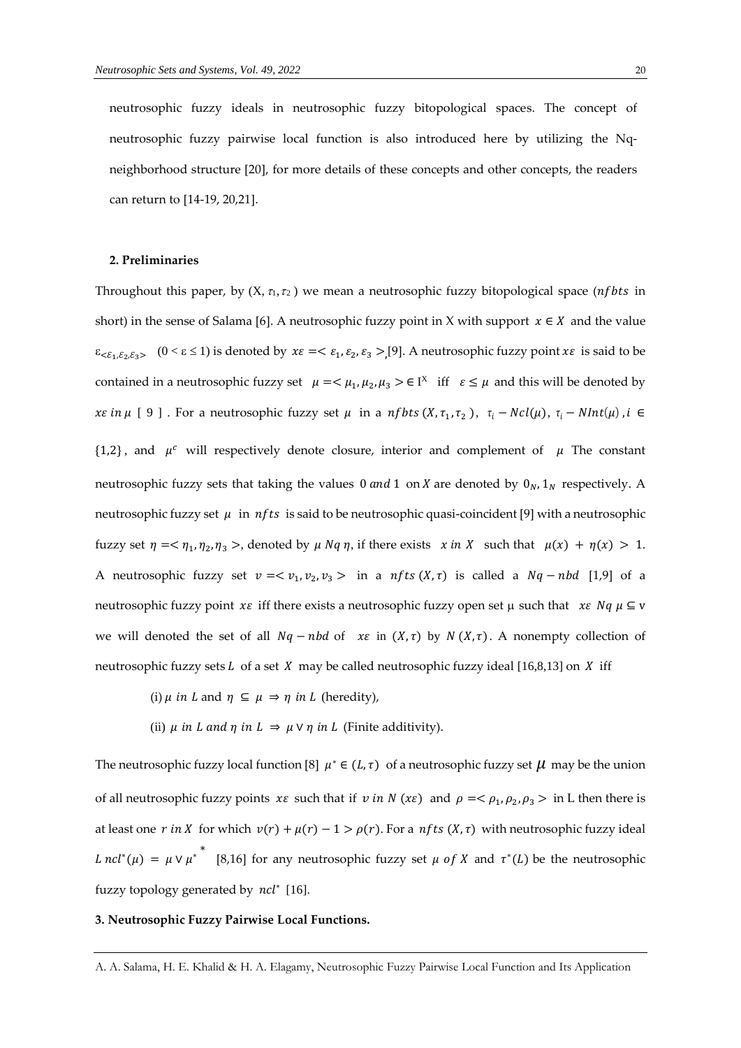neutrosophic fuzzy ideals in neutrosophic fuzzy bitopological spaces. The concept of neutrosophic fuzzy pairwise local function is also introduced here by utilizing the Nq-neighborhood structure [20], for more details of these concepts and other concepts, the readers can return to [14-19, 20,21].

## 2. Preliminaries

Throughout this paper, by $(X, \tau_1, \tau_2)$ we mean a neutrosophic fuzzy bitopological space ($nfbts$ in short) in the sense of Salama [6]. A neutrosophic fuzzy point in X with support $x \in X$ and the value $\varepsilon_{<\varepsilon_1,\varepsilon_2,\varepsilon_3>}$ $(0 < \varepsilon \leq 1)$ is denoted by $x\varepsilon =< \varepsilon_1, \varepsilon_2, \varepsilon_3 >$,[9]. A neutrosophic fuzzy point $x\varepsilon$ is said to be contained in a neutrosophic fuzzy set $\mu =< \mu_1, \mu_2, \mu_3 > \in I^X$ iff $\varepsilon \leq \mu$ and this will be denoted by $x\varepsilon \ in \ \mu$ [ 9 ] . For a neutrosophic fuzzy set $\mu$ in a $nfbts \ (X, \tau_1, \tau_2)$, $\tau_i - Ncl(\mu)$, $\tau_i - NInt(\mu)$ , $i \in \{1,2\}$, and $\mu^c$ will respectively denote closure, interior and complement of $\mu$ The constant neutrosophic fuzzy sets that taking the values $0 \ and \ 1$ on $X$ are denoted by $0_N, 1_N$ respectively. A neutrosophic fuzzy set $\mu$ in $nfts$ is said to be neutrosophic quasi-coincident [9] with a neutrosophic fuzzy set $\eta =< \eta_1, \eta_2, \eta_3 >$, denoted by $\mu \ Nq \ \eta$, if there exists $x \ in \ X$ such that $\mu(x) + \eta(x) > 1$. A neutrosophic fuzzy set $v =< v_1, v_2, v_3 >$ in a $nfts \ (X, \tau)$ is called a $Nq - nbd$ [1,9] of a neutrosophic fuzzy point $x\varepsilon$ iff there exists a neutrosophic fuzzy open set μ such that $x\varepsilon \ Nq \ \mu \subseteq$ v we will denoted the set of all $Nq - nbd$ of $x\varepsilon$ in $(X, \tau)$ by $N \ (X, \tau)$. A nonempty collection of neutrosophic fuzzy sets $L$ of a set $X$ may be called neutrosophic fuzzy ideal [16,8,13] on $X$ iff

(i) $\mu \ in \ L$ and $\eta \subseteq \mu \Rightarrow \eta \ in \ L$ (heredity),

(ii) $\mu \ in \ L \ and \ \eta \ in \ L \Rightarrow \mu \vee \eta \ in \ L$ (Finite additivity).

The neutrosophic fuzzy local function [8] $\mu^* \in (L, \tau)$ of a neutrosophic fuzzy set $\mu$ may be the union of all neutrosophic fuzzy points $x\varepsilon$ such that if $v \ in \ N \ (x\varepsilon)$ and $\rho =< \rho_1, \rho_2, \rho_3 >$ in L then there is at least one $r \ in \ X$ for which $v(r) + \mu(r) - 1 > \rho(r)$. For a $nfts \ (X, \tau)$ with neutrosophic fuzzy ideal $L \ ncl^*(\mu) = \mu \vee \mu^{*^*}$ [8,16] for any neutrosophic fuzzy set $\mu \ of \ X$ and $\tau^*(L)$ be the neutrosophic fuzzy topology generated by $ncl^*$ [16].

## 3. Neutrosophic Fuzzy Pairwise Local Functions.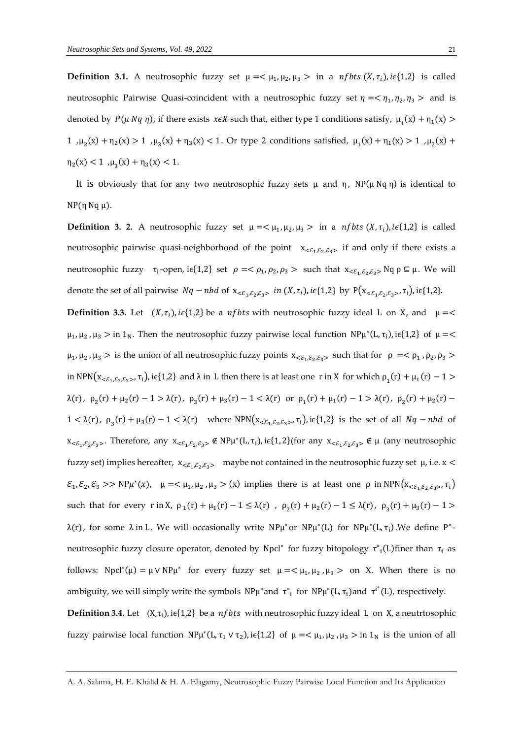**Definition 3.1.** A neutrosophic fuzzy set $\mu = < \mu_1, \mu_2, \mu_3 >$ in a $nfbts\ (X, \tau_i), i\epsilon\{1,2\}$ is called neutrosophic Pairwise Quasi-coincident with a neutrosophic fuzzy set $\eta = < \eta_1, \eta_2, \eta_3 >$ and is denoted by $P(\mu\ Nq\ \eta)$, if there exists $x\epsilon X$ such that, either type 1 conditions satisfy, $\mu_1(x) + \eta_1(x) > 1$ ,$\mu_2(x) + \eta_2(x) > 1$ ,$\mu_3(x) + \eta_3(x) < 1$. Or type 2 conditions satisfied, $\mu_1(x) + \eta_1(x) > 1$ ,$\mu_2(x) + \eta_2(x) < 1$ ,$\mu_3(x) + \eta_3(x) < 1$.

It is obviously that for any two neutrosophic fuzzy sets $\mu$ and $\eta$, $NP(\mu\ Nq\ \eta)$ is identical to $NP(\eta\ Nq\ \mu)$.

**Definition 3. 2.** A neutrosophic fuzzy set $\mu = < \mu_1, \mu_2, \mu_3 >$ in a $nfbts\ (X, \tau_i), i\epsilon\{1,2\}$ is called neutrosophic pairwise quasi-neighborhood of the point $x_{<\mathcal{E}_1,\mathcal{E}_2,\mathcal{E}_3>}$ if and only if there exists a neutrosophic fuzzy $\tau_i$-open, $i\epsilon\{1,2\}$ set $\rho = < \rho_1, \rho_2, \rho_3 >$ such that $x_{<\mathcal{E}_1,\mathcal{E}_2,\mathcal{E}_3>}\ Nq\ \rho \subseteq \mu$. We will denote the set of all pairwise $Nq - nbd$ of $x_{<\mathcal{E}_1,\mathcal{E}_2,\mathcal{E}_3>}\ in\ (X, \tau_i), i\epsilon\{1,2\}$ by $P(x_{<\mathcal{E}_1,\mathcal{E}_2,\mathcal{E}_3>}, \tau_i), i\epsilon\{1,2\}$.

**Definition 3.3.** Let $(X, \tau_i), i\epsilon\{1,2\}$ be a $nfbts$ with neutrosophic fuzzy ideal L on X, and $\mu = < \mu_1, \mu_2, \mu_3 >$ in $1_N$. Then the neutrosophic fuzzy pairwise local function $NP\mu^*(L, \tau_i), i\epsilon\{1,2\}$ of $\mu = < \mu_1, \mu_2, \mu_3 >$ is the union of all neutrosophic fuzzy points $x_{<\mathcal{E}_1,\mathcal{E}_2,\mathcal{E}_3>}$ such that for $\rho = < \rho_1, \rho_2, \rho_3 >$ in $NPN(x_{<\mathcal{E}_1,\mathcal{E}_2,\mathcal{E}_3>}, \tau_i), i\epsilon\{1,2\}$ and $\lambda$ in L then there is at least one r in X for which $\rho_1(r) + \mu_1(r) - 1 > \lambda(r)$, $\rho_2(r) + \mu_2(r) - 1 > \lambda(r)$, $\rho_3(r) + \mu_3(r) - 1 < \lambda(r)$ or $\rho_1(r) + \mu_1(r) - 1 > \lambda(r)$, $\rho_2(r) + \mu_2(r) - 1 < \lambda(r)$, $\rho_3(r) + \mu_3(r) - 1 < \lambda(r)$ where $NPN(x_{<\mathcal{E}_1,\mathcal{E}_2,\mathcal{E}_3>}, \tau_i), i\epsilon\{1,2\}$ is the set of all $Nq - nbd$ of $x_{<\mathcal{E}_1,\mathcal{E}_2,\mathcal{E}_3>}$. Therefore, any $x_{<\mathcal{E}_1,\mathcal{E}_2,\mathcal{E}_3>} \notin NP\mu^*(L, \tau_i), i\epsilon\{1,2\}$(for any $x_{<\mathcal{E}_1,\mathcal{E}_2,\mathcal{E}_3>} \notin \mu$ (any neutrosophic fuzzy set) implies hereafter, $x_{<\mathcal{E}_1,\mathcal{E}_2,\mathcal{E}_3>}$ maybe not contained in the neutrosophic fuzzy set $\mu$, i.e. $x < \mathcal{E}_1, \mathcal{E}_2, \mathcal{E}_3 >> NP\mu^*(x)$, $\mu = < \mu_1, \mu_2, \mu_3 > (x)$ implies there is at least one $\rho$ in $NPN(x_{<\mathcal{E}_1,\mathcal{E}_2,\mathcal{E}_3>}, \tau_i)$ such that for every r in X, $\rho_1(r) + \mu_1(r) - 1 \leq \lambda(r)$ , $\rho_2(r) + \mu_2(r) - 1 \leq \lambda(r)$, $\rho_3(r) + \mu_3(r) - 1 > \lambda(r)$, for some $\lambda$ in L. We will occasionally write $NP\mu^*$ or $NP\mu^*(L)$ for $NP\mu^*(L, \tau_i)$.We define $P^*$-neutrosophic fuzzy closure operator, denoted by $Npcl^*$ for fuzzy bitopology $\tau^*_i(L)$finer than $\tau_i$ as follows: $Npcl^*(\mu) = \mu \vee NP\mu^*$ for every fuzzy set $\mu = < \mu_1, \mu_2, \mu_3 >$ on X. When there is no ambiguity, we will simply write the symbols $NP\mu^*$and $\tau^*_i$ for $NP\mu^*(L, \tau_i)$and $\tau^{i^*}(L)$, respectively.

**Definition 3.4.** Let $(X, \tau_i), i\epsilon\{1,2\}$ be a $nfbts$ with neutrosophic fuzzy ideal L on X, a neutrtosophic fuzzy pairwise local function $NP\mu^*(L, \tau_1 \vee \tau_2), i\epsilon\{1,2\}$ of $\mu = < \mu_1, \mu_2, \mu_3 >$ in $1_N$ is the union of all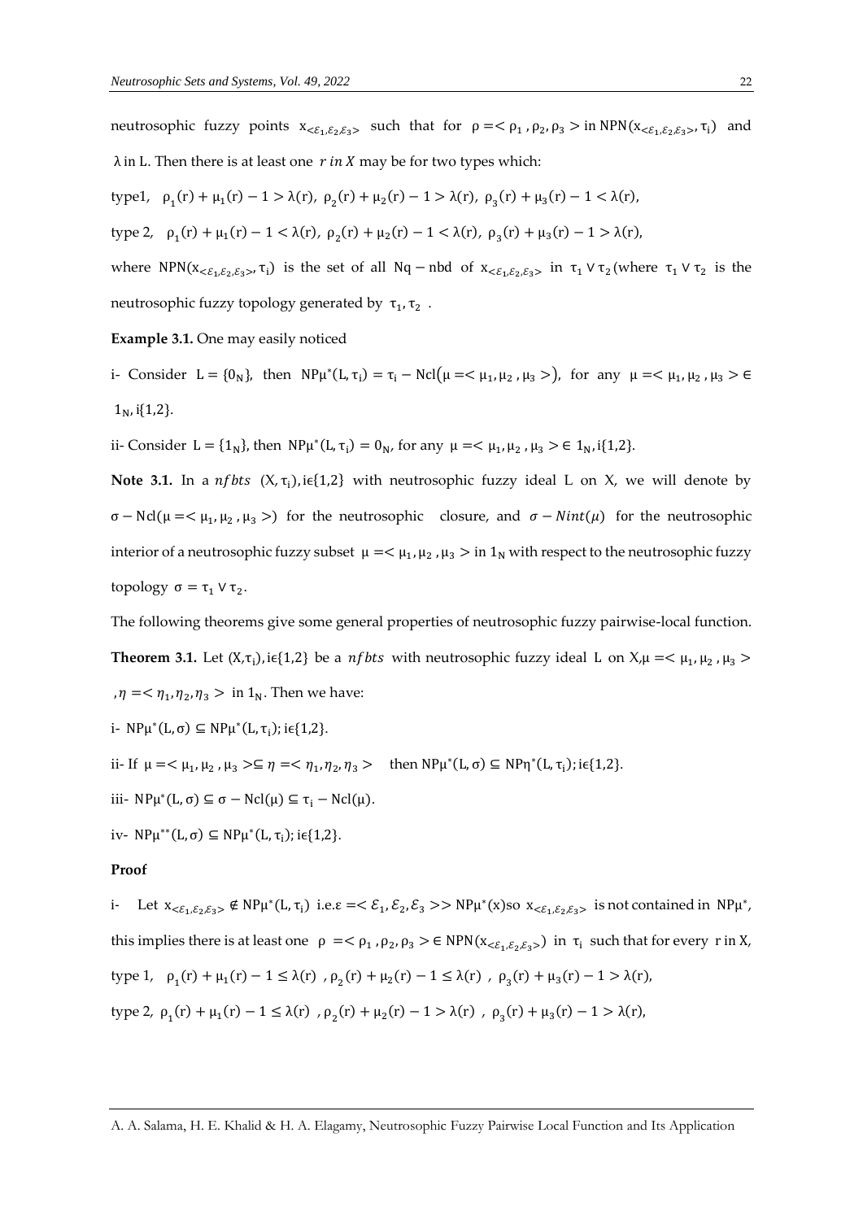neutrosophic fuzzy points $x_{<\mathcal{E}_1,\mathcal{E}_2,\mathcal{E}_3>}$ such that for $\rho =< \rho_1 , \rho_2, \rho_3 >$ in $NPN(x_{<\mathcal{E}_1,\mathcal{E}_2,\mathcal{E}_3>}, \tau_i)$ and $\lambda$ in L. Then there is at least one $r$ *in* $X$ may be for two types which:

type1, $\rho_1(r) + \mu_1(r) - 1 > \lambda(r)$, $\rho_2(r) + \mu_2(r) - 1 > \lambda(r)$, $\rho_3(r) + \mu_3(r) - 1 < \lambda(r)$,

type 2, $\rho_1(r) + \mu_1(r) - 1 < \lambda(r)$, $\rho_2(r) + \mu_2(r) - 1 < \lambda(r)$, $\rho_3(r) + \mu_3(r) - 1 > \lambda(r)$,

where $NPN(x_{<\mathcal{E}_1,\mathcal{E}_2,\mathcal{E}_3>}, \tau_i)$ is the set of all $Nq-nbd$ of $x_{<\mathcal{E}_1,\mathcal{E}_2,\mathcal{E}_3>}$ in $\tau_1 \vee \tau_2$ (where $\tau_1 \vee \tau_2$ is the neutrosophic fuzzy topology generated by $\tau_1, \tau_2$ .

**Example 3.1.** One may easily noticed

i- Consider $L = \{0_N\}$, then $NP\mu^*(L, \tau_i) = \tau_i - Ncl(\mu =< \mu_1, \mu_2 , \mu_3 >)$, for any $\mu =< \mu_1, \mu_2 , \mu_3 > \in 1_N$, i{1,2}.

ii- Consider $L = \{1_N\}$, then $NP\mu^*(L, \tau_i) = 0_N$, for any $\mu =< \mu_1, \mu_2 , \mu_3 > \in 1_N$, i{1,2}.

**Note 3.1.** In a *nfbts* $(X, \tau_i), i\epsilon\{1,2\}$ with neutrosophic fuzzy ideal L on X, we will denote by $\sigma - Ncl(\mu =< \mu_1, \mu_2 , \mu_3 >)$ for the neutrosophic closure, and $\sigma - Nint(\mu)$ for the neutrosophic interior of a neutrosophic fuzzy subset $\mu =< \mu_1, \mu_2 , \mu_3 >$ in $1_N$ with respect to the neutrosophic fuzzy topology $\sigma = \tau_1 \vee \tau_2$.

The following theorems give some general properties of neutrosophic fuzzy pairwise-local function.

**Theorem 3.1.** Let $(X,\tau_i), i\epsilon\{1,2\}$ be a *nfbts* with neutrosophic fuzzy ideal L on X,$\mu =< \mu_1, \mu_2 , \mu_3 >$ ,$\eta =< \eta_1, \eta_2, \eta_3 >$ in $1_N$. Then we have:

i- $NP\mu^*(L, \sigma) \subseteq NP\mu^*(L, \tau_i)$; $i\epsilon\{1,2\}$.

ii- If $\mu =< \mu_1, \mu_2 , \mu_3 > \subseteq \eta =< \eta_1, \eta_2, \eta_3 >$ then $NP\mu^*(L, \sigma) \subseteq NP\eta^*(L, \tau_i)$; $i\epsilon\{1,2\}$.

iii- $NP\mu^*(L, \sigma) \subseteq \sigma - Ncl(\mu) \subseteq \tau_i - Ncl(\mu)$.

iv- $NP\mu^{**}(L, \sigma) \subseteq NP\mu^*(L, \tau_i)$; $i\epsilon\{1,2\}$.

**Proof**

i- Let $x_{<\mathcal{E}_1,\mathcal{E}_2,\mathcal{E}_3>} \notin NP\mu^*(L, \tau_i)$ i.e.$\varepsilon =< \mathcal{E}_1, \mathcal{E}_2, \mathcal{E}_3 >> NP\mu^*(x)$so $x_{<\mathcal{E}_1,\mathcal{E}_2,\mathcal{E}_3>}$ is not contained in $NP\mu^*$, this implies there is at least one $\rho =< \rho_1 , \rho_2, \rho_3 > \in NPN(x_{<\mathcal{E}_1,\mathcal{E}_2,\mathcal{E}_3>})$ in $\tau_i$ such that for every r in X,

type 1, $\rho_1(r) + \mu_1(r) - 1 \le \lambda(r)$ , $\rho_2(r) + \mu_2(r) - 1 \le \lambda(r)$ , $\rho_3(r) + \mu_3(r) - 1 > \lambda(r)$,

type 2, $\rho_1(r) + \mu_1(r) - 1 \le \lambda(r)$ , $\rho_2(r) + \mu_2(r) - 1 > \lambda(r)$ , $\rho_3(r) + \mu_3(r) - 1 > \lambda(r)$,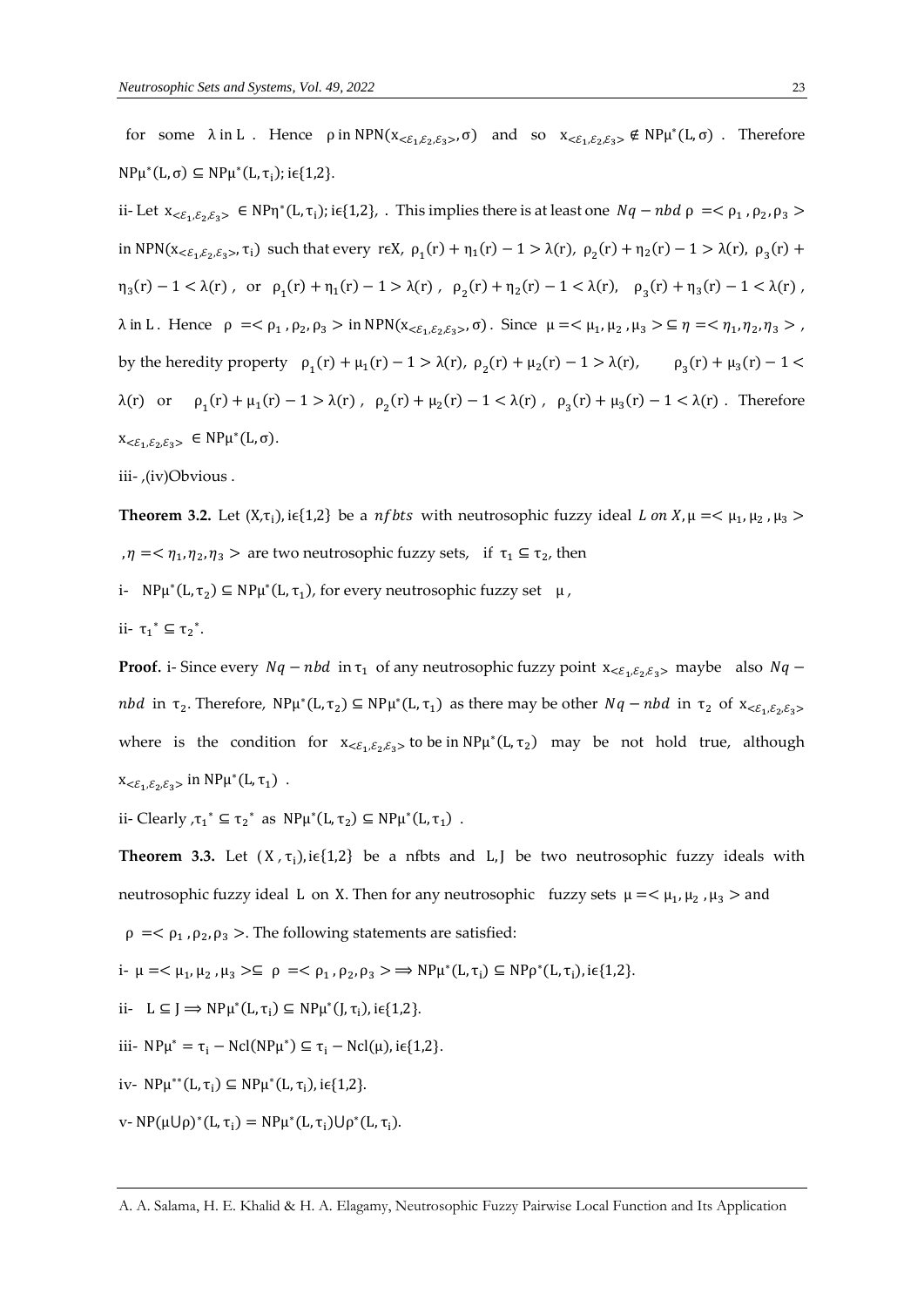for some $\lambda$ in L . Hence $\rho$ in $\mathrm{NPN}(x_{<\varepsilon_1,\varepsilon_2,\varepsilon_3>},\sigma)$ and so $x_{<\varepsilon_1,\varepsilon_2,\varepsilon_3>} \notin \mathrm{NP}\mu^*(L,\sigma)$ . Therefore $\mathrm{NP}\mu^*(L,\sigma) \subseteq \mathrm{NP}\mu^*(L,\tau_i); i\epsilon\{1,2\}$.

ii- Let $x_{<\varepsilon_1,\varepsilon_2,\varepsilon_3>} \in \mathrm{NP}\eta^*(L,\tau_i); i\epsilon\{1,2\}$, . This implies there is at least one $Nq-nbd$ $\rho=<\rho_1,\rho_2,\rho_3>$ in $\mathrm{NPN}(x_{<\varepsilon_1,\varepsilon_2,\varepsilon_3>},\tau_i)$ such that every $r\epsilon X$, $\rho_1(r)+\eta_1(r)-1>\lambda(r)$, $\rho_2(r)+\eta_2(r)-1>\lambda(r)$, $\rho_3(r)+\eta_3(r)-1<\lambda(r)$ , or $\rho_1(r)+\eta_1(r)-1>\lambda(r)$ , $\rho_2(r)+\eta_2(r)-1<\lambda(r)$, $\rho_3(r)+\eta_3(r)-1<\lambda(r)$ , $\lambda$ in L . Hence $\rho=<\rho_1,\rho_2,\rho_3>$ in $\mathrm{NPN}(x_{<\varepsilon_1,\varepsilon_2,\varepsilon_3>},\sigma)$ . Since $\mu=<\mu_1,\mu_2,\mu_3>\subseteq\eta=<\eta_1,\eta_2,\eta_3>$ , by the heredity property $\rho_1(r)+\mu_1(r)-1>\lambda(r)$, $\rho_2(r)+\mu_2(r)-1>\lambda(r)$, $\rho_3(r)+\mu_3(r)-1<\lambda(r)$ or $\rho_1(r)+\mu_1(r)-1>\lambda(r)$ , $\rho_2(r)+\mu_2(r)-1<\lambda(r)$ , $\rho_3(r)+\mu_3(r)-1<\lambda(r)$ . Therefore $x_{<\varepsilon_1,\varepsilon_2,\varepsilon_3>} \in \mathrm{NP}\mu^*(L,\sigma)$.

iii- ,(iv)Obvious .

**Theorem 3.2.** Let $(X,\tau_i), i\epsilon\{1,2\}$ be a *nfbts* with neutrosophic fuzzy ideal *L on X*, $\mu=<\mu_1,\mu_2,\mu_3>$ , $\eta=<\eta_1,\eta_2,\eta_3>$ are two neutrosophic fuzzy sets, if $\tau_1\subseteq\tau_2$, then

i- $\mathrm{NP}\mu^*(L,\tau_2)\subseteq \mathrm{NP}\mu^*(L,\tau_1)$, for every neutrosophic fuzzy set $\mu$ ,

ii- $\tau_1{}^*\subseteq\tau_2{}^*$.

**Proof.** i- Since every $Nq-nbd$ in $\tau_1$ of any neutrosophic fuzzy point $x_{<\varepsilon_1,\varepsilon_2,\varepsilon_3>}$ maybe also $Nq-nbd$ in $\tau_2$. Therefore, $\mathrm{NP}\mu^*(L,\tau_2)\subseteq \mathrm{NP}\mu^*(L,\tau_1)$ as there may be other $Nq-nbd$ in $\tau_2$ of $x_{<\varepsilon_1,\varepsilon_2,\varepsilon_3>}$ where is the condition for $x_{<\varepsilon_1,\varepsilon_2,\varepsilon_3>}$ to be in $\mathrm{NP}\mu^*(L,\tau_2)$ may be not hold true, although $x_{<\varepsilon_1,\varepsilon_2,\varepsilon_3>}$ in $\mathrm{NP}\mu^*(L,\tau_1)$ .

ii- Clearly ,$\tau_1{}^*\subseteq\tau_2{}^*$ as $\mathrm{NP}\mu^*(L,\tau_2)\subseteq \mathrm{NP}\mu^*(L,\tau_1)$ .

**Theorem 3.3.** Let $(X,\tau_i), i\epsilon\{1,2\}$ be a nfbts and L, J be two neutrosophic fuzzy ideals with neutrosophic fuzzy ideal L on X. Then for any neutrosophic fuzzy sets $\mu=<\mu_1,\mu_2,\mu_3>$ and $\rho=<\rho_1,\rho_2,\rho_3>$. The following statements are satisfied:

i- $\mu=<\mu_1,\mu_2,\mu_3>\subseteq\rho=<\rho_1,\rho_2,\rho_3>\Longrightarrow \mathrm{NP}\mu^*(L,\tau_i)\subseteq \mathrm{NP}\rho^*(L,\tau_i), i\epsilon\{1,2\}$.

ii- $L\subseteq J\Longrightarrow \mathrm{NP}\mu^*(L,\tau_i)\subseteq \mathrm{NP}\mu^*(J,\tau_i), i\epsilon\{1,2\}$.

iii- $\mathrm{NP}\mu^*=\tau_i-\mathrm{Ncl}(\mathrm{NP}\mu^*)\subseteq\tau_i-\mathrm{Ncl}(\mu), i\epsilon\{1,2\}$.

iv- $\mathrm{NP}\mu^{**}(L,\tau_i)\subseteq \mathrm{NP}\mu^*(L,\tau_i), i\epsilon\{1,2\}$.

v- $\mathrm{NP}(\mu\cup\rho)^*(L,\tau_i)=\mathrm{NP}\mu^*(L,\tau_i)\cup\rho^*(L,\tau_i)$.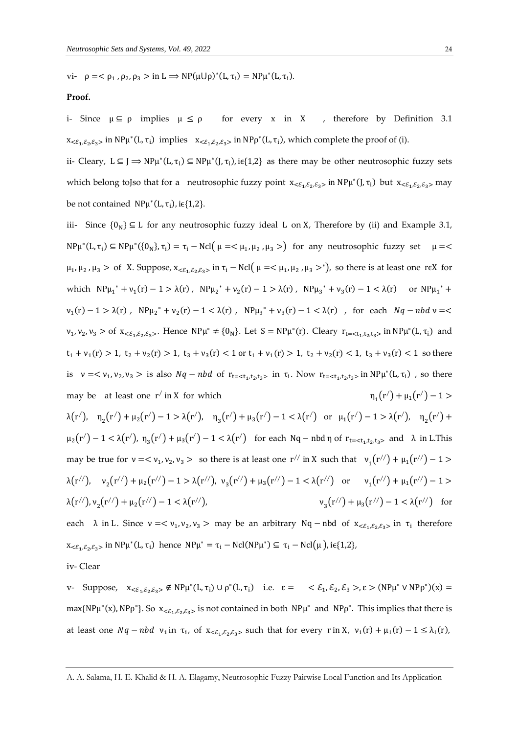vi- $\rho = < \rho_1, \rho_2, \rho_3 >$ in $L \Longrightarrow NP(\mu \cup \rho)^*(L, \tau_i) = NP\mu^*(L, \tau_i)$.

**Proof.**

i- Since $\mu \subseteq \rho$ implies $\mu \leq \rho$ for every x in X, therefore by Definition 3.1 $x_{<\mathcal{E}_1,\mathcal{E}_2,\mathcal{E}_3>}$ in $NP\mu^*(L, \tau_i)$ implies $x_{<\mathcal{E}_1,\mathcal{E}_2,\mathcal{E}_3>}$ in $NP\rho^*(L, \tau_i)$, which complete the proof of (i).

ii- Cleary, $L \subseteq J \Longrightarrow NP\mu^*(L, \tau_i) \subseteq NP\mu^*(J, \tau_i), i\epsilon\{1,2\}$ as there may be other neutrosophic fuzzy sets which belong toJso that for a neutrosophic fuzzy point $x_{<\mathcal{E}_1,\mathcal{E}_2,\mathcal{E}_3>}$ in $NP\mu^*(J, \tau_i)$ but $x_{<\mathcal{E}_1,\mathcal{E}_2,\mathcal{E}_3>}$ may be not contained $NP\mu^*(L, \tau_i), i\epsilon\{1,2\}$.

iii- Since $\{0_N\} \subseteq L$ for any neutrosophic fuzzy ideal L on X, Therefore by (ii) and Example 3.1, $NP\mu^*(L, \tau_i) \subseteq NP\mu^*(\{0_N\}, \tau_i) = \tau_i - Ncl( \mu = < \mu_1, \mu_2, \mu_3 >)$ for any neutrosophic fuzzy set $\mu = < \mu_1, \mu_2, \mu_3 >$ of X. Suppose, $x_{<\mathcal{E}_1,\mathcal{E}_2,\mathcal{E}_3>}$ in $\tau_i - Ncl( \mu = < \mu_1, \mu_2, \mu_3 >^*)$, so there is at least one $r\epsilon X$ for which $NP\mu_1{}^* + \nu_1(r) - 1 > \lambda(r)$, $NP\mu_2{}^* + \nu_2(r) - 1 > \lambda(r)$, $NP\mu_3{}^* + \nu_3(r) - 1 < \lambda(r)$ or $NP\mu_1{}^* + \nu_1(r) - 1 > \lambda(r)$, $NP\mu_2{}^* + \nu_2(r) - 1 < \lambda(r)$, $NP\mu_3{}^* + \nu_3(r) - 1 < \lambda(r)$, for each $Nq - nbd$ $\nu = < \nu_1, \nu_2, \nu_3 >$ of $x_{<\mathcal{E}_1,\mathcal{E}_2,\mathcal{E}_3>}$. Hence $NP\mu^* \neq \{0_N\}$. Let $S = NP\mu^*(r)$. Cleary $r_{t=<t_1,t_2,t_3>}$ in $NP\mu^*(L, \tau_i)$ and $t_1 + \nu_1(r) > 1$, $t_2 + \nu_2(r) > 1$, $t_3 + \nu_3(r) < 1$ or $t_1 + \nu_1(r) > 1$, $t_2 + \nu_2(r) < 1$, $t_3 + \nu_3(r) < 1$ so there is $\nu = < \nu_1, \nu_2, \nu_3 >$ is also $Nq - nbd$ of $r_{t=<t_1,t_2,t_3>}$ in $\tau_i$. Now $r_{t=<t_1,t_2,t_3>}$ in $NP\mu^*(L, \tau_i)$, so there may be at least one $r^/$ in X for which $\eta_1(r^/) + \mu_1(r^/) - 1 > \lambda(r^/)$, $\eta_2(r^/) + \mu_2(r^/) - 1 > \lambda(r^/)$, $\eta_3(r^/) + \mu_3(r^/) - 1 < \lambda(r^/)$ or $\mu_1(r^/) - 1 > \lambda(r^/)$, $\eta_2(r^/) + \mu_2(r^/) - 1 < \lambda(r^/)$, $\eta_3(r^/) + \mu_3(r^/) - 1 < \lambda(r^/)$ for each $Nq - nbd$ $\eta$ of $r_{t=<t_1,t_2,t_3>}$ and $\lambda$ in L.This may be true for $\nu = < \nu_1, \nu_2, \nu_3 >$ so there is at least one $r^{//}$ in X such that $\nu_1(r^{//}) + \mu_1(r^{//}) - 1 > \lambda(r^{//})$, $\nu_2(r^{//}) + \mu_2(r^{//}) - 1 > \lambda(r^{//})$, $\nu_3(r^{//}) + \mu_3(r^{//}) - 1 < \lambda(r^{//})$ or $\nu_1(r^{//}) + \mu_1(r^{//}) - 1 > \lambda(r^{//})$, $\nu_2(r^{//}) + \mu_2(r^{//}) - 1 < \lambda(r^{//})$, $\nu_3(r^{//}) + \mu_3(r^{//}) - 1 < \lambda(r^{//})$ for each $\lambda$ in L. Since $\nu = < \nu_1, \nu_2, \nu_3 >$ may be an arbitrary $Nq - nbd$ of $x_{<\mathcal{E}_1,\mathcal{E}_2,\mathcal{E}_3>}$ in $\tau_i$ therefore $x_{<\mathcal{E}_1,\mathcal{E}_2,\mathcal{E}_3>}$ in $NP\mu^*(L, \tau_i)$ hence $NP\mu^* = \tau_i - Ncl(NP\mu^*) \subseteq \tau_i - Ncl(\mu), i\epsilon\{1,2\}$,

iv- Clear

v- Suppose, $x_{<\mathcal{E}_1,\mathcal{E}_2,\mathcal{E}_3>} \notin NP\mu^*(L, \tau_i) \cup \rho^*(L, \tau_i)$ i.e. $\varepsilon = < \mathcal{E}_1, \mathcal{E}_2, \mathcal{E}_3 >, \varepsilon > (NP\mu^* \vee NP\rho^*)(x) = \max\{NP\mu^*(x), NP\rho^*\}$. So $x_{<\mathcal{E}_1,\mathcal{E}_2,\mathcal{E}_3>}$ is not contained in both $NP\mu^*$ and $NP\rho^*$. This implies that there is at least one $Nq - nbd$ $\nu_1$ in $\tau_i$, of $x_{<\mathcal{E}_1,\mathcal{E}_2,\mathcal{E}_3>}$ such that for every r in X, $\nu_1(r) + \mu_1(r) - 1 \leq \lambda_1(r)$,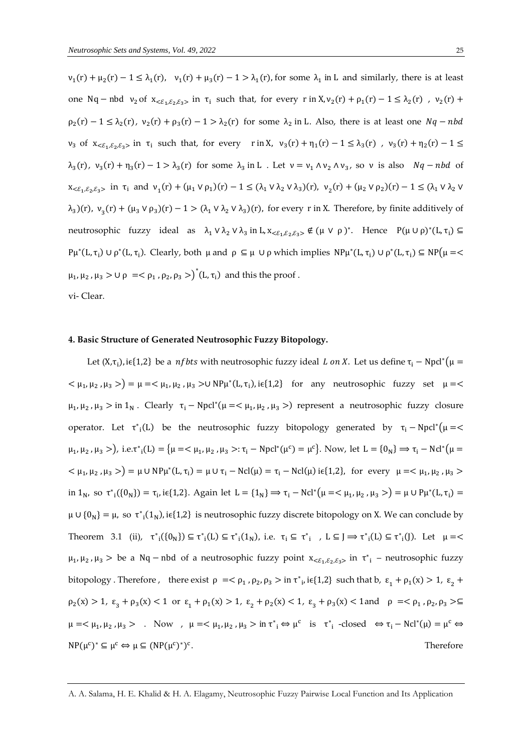$\nu_1(r) + \mu_2(r) - 1 \leq \lambda_1(r)$, $\nu_1(r) + \mu_3(r) - 1 > \lambda_1(r)$, for some $\lambda_1$ in L and similarly, there is at least one $Nq-nbd$ $\nu_2$ of $x_{<\varepsilon_1,\varepsilon_2,\varepsilon_3>}$ in $\tau_i$ such that, for every r in X, $\nu_2(r) + \rho_1(r) - 1 \leq \lambda_2(r)$ , $\nu_2(r) + \rho_2(r) - 1 \leq \lambda_2(r)$, $\nu_2(r) + \rho_3(r) - 1 > \lambda_2(r)$ for some $\lambda_2$ in L. Also, there is at least one $Nq-nbd$ $\nu_3$ of $x_{<\varepsilon_1,\varepsilon_2,\varepsilon_3>}$ in $\tau_i$ such that, for every r in X, $\nu_3(r) + \eta_1(r) - 1 \leq \lambda_3(r)$ , $\nu_3(r) + \eta_2(r) - 1 \leq \lambda_3(r)$, $\nu_3(r) + \eta_3(r) - 1 > \lambda_3(r)$ for some $\lambda_3$ in L . Let $\nu = \nu_1 \wedge \nu_2 \wedge \nu_3$, so $\nu$ is also $Nq-nbd$ of $x_{<\varepsilon_1,\varepsilon_2,\varepsilon_3>}$ in $\tau_i$ and $\nu_1(r) + (\mu_1 \vee \rho_1)(r) - 1 \leq (\lambda_1 \vee \lambda_2 \vee \lambda_3)(r)$, $\nu_2(r) + (\mu_2 \vee \rho_2)(r) - 1 \leq (\lambda_1 \vee \lambda_2 \vee \lambda_3)(r)$, $\nu_3(r) + (\mu_3 \vee \rho_3)(r) - 1 > (\lambda_1 \vee \lambda_2 \vee \lambda_3)(r)$, for every r in X. Therefore, by finite additively of neutrosophic fuzzy ideal as $\lambda_1 \vee \lambda_2 \vee \lambda_3$ in L, $x_{<\varepsilon_1,\varepsilon_2,\varepsilon_3>} \notin (\mu \vee \rho)^*$. Hence $P(\mu \cup \rho)^*(L,\tau_i) \subseteq P\mu^*(L,\tau_i) \cup \rho^*(L,\tau_i)$. Clearly, both $\mu$ and $\rho \subseteq \mu \cup \rho$ which implies $NP\mu^*(L,\tau_i) \cup \rho^*(L,\tau_i) \subseteq NP\big(\mu =< \mu_1, \mu_2, \mu_3 > \cup \rho =< \rho_1, \rho_2, \rho_3 >\big)^*(L,\tau_i)$ and this the proof .

vi- Clear.

#### 4. Basic Structure of Generated Neutrosophic Fuzzy Bitopology.

Let $(X,\tau_i), i\epsilon\{1,2\}$ be a $nfbts$ with neutrosophic fuzzy ideal $L$ $on$ $X$. Let us define $\tau_i - Npcl^*\big(\mu =< \mu_1, \mu_2, \mu_3 >\big) = \mu =< \mu_1, \mu_2, \mu_3 > \cup NP\mu^*(L,\tau_i), i\epsilon\{1,2\}$ for any neutrosophic fuzzy set $\mu =< \mu_1, \mu_2, \mu_3 >$ in $1_N$ . Clearly $\tau_i - Npcl^*(\mu =< \mu_1, \mu_2, \mu_3 >)$ represent a neutrosophic fuzzy closure operator. Let $\tau^*{}_i(L)$ be the neutrosophic fuzzy bitopology generated by $\tau_i - Npcl^*\big(\mu =< \mu_1, \mu_2, \mu_3 >\big)$, i.e.$\tau^*{}_i(L) = \{\mu =< \mu_1, \mu_2, \mu_3 >: \tau_i - Npcl^*(\mu^c) = \mu^c\}$. Now, let $L = \{0_N\} \Longrightarrow \tau_i - Ncl^*\big(\mu =< \mu_1, \mu_2, \mu_3 >\big) = \mu \cup NP\mu^*(L,\tau_i) = \mu \cup \tau_i - Ncl(\mu) = \tau_i - Ncl(\mu)$ $i\epsilon\{1,2\}$, for every $\mu =< \mu_1, \mu_2, \mu_3 >$ in $1_N$, so $\tau^*{}_i(\{0_N\}) = \tau_i, i\epsilon\{1,2\}$. Again let $L = \{1_N\} \Longrightarrow \tau_i - Ncl^*\big(\mu =< \mu_1, \mu_2, \mu_3 >\big) = \mu \cup P\mu^*(L,\tau_i) = \mu \cup \{0_N\} = \mu$, so $\tau^*{}_i(1_N), i\epsilon\{1,2\}$ is neutrosophic fuzzy discrete bitopology on X. We can conclude by Theorem 3.1 (ii), $\tau^*{}_i(\{0_N\}) \subseteq \tau^*{}_i(L) \subseteq \tau^*{}_i(1_N)$, i.e. $\tau_i \subseteq \tau^*{}_i$ , $L \subseteq J \Longrightarrow \tau^*{}_i(L) \subseteq \tau^*{}_i(J)$. Let $\mu =< \mu_1, \mu_2, \mu_3 >$ be a $Nq-nbd$ of a neutrosophic fuzzy point $x_{<\varepsilon_1,\varepsilon_2,\varepsilon_3>}$ in $\tau^*{}_i$ – neutrosophic fuzzy bitopology . Therefore , there exist $\rho =< \rho_1, \rho_2, \rho_3 >$ in $\tau^*{}_i, i\epsilon\{1,2\}$ such that b, $\varepsilon_1 + \rho_1(x) > 1$, $\varepsilon_2 + \rho_2(x) > 1$, $\varepsilon_3 + \rho_3(x) < 1$ or $\varepsilon_1 + \rho_1(x) > 1$, $\varepsilon_2 + \rho_2(x) < 1$, $\varepsilon_3 + \rho_3(x) < 1$and $\rho =< \rho_1, \rho_2, \rho_3 > \subseteq \mu =< \mu_1, \mu_2, \mu_3 >$ . Now , $\mu =< \mu_1, \mu_2, \mu_3 >$ in $\tau^*{}_i \Leftrightarrow \mu^c$ is $\tau^*{}_i$ -closed $\Leftrightarrow \tau_i - Ncl^*(\mu) = \mu^c \Leftrightarrow NP(\mu^c)^* \subseteq \mu^c \Leftrightarrow \mu \subseteq (NP(\mu^c)^*)^c$. Therefore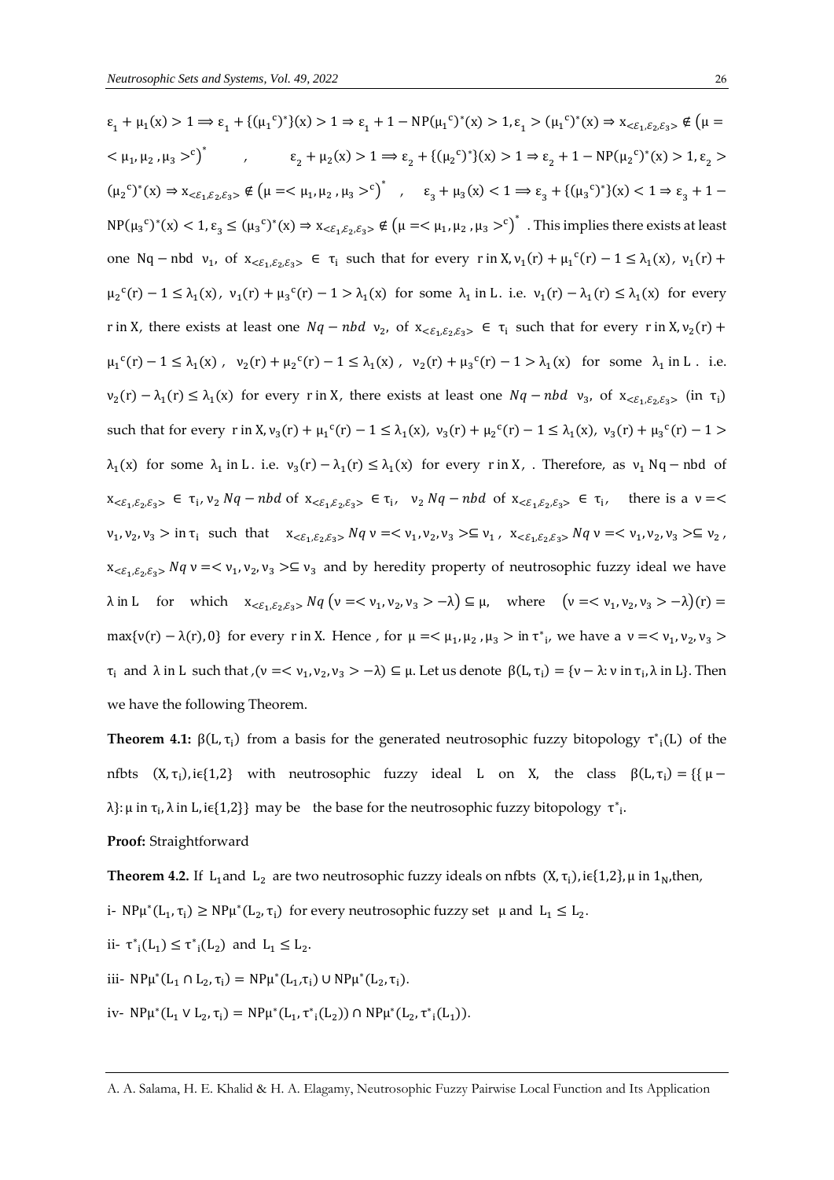$\varepsilon_1 + \mu_1(x) > 1 \Longrightarrow \varepsilon_1 + \{(\mu_1{}^c)^*\}(x) > 1 \Rightarrow \varepsilon_1 + 1 - NP(\mu_1{}^c)^*(x) > 1, \varepsilon_1 > (\mu_1{}^c)^*(x) \Rightarrow x_{<\varepsilon_1,\varepsilon_2,\varepsilon_3>} \notin \left(\mu = <\mu_1, \mu_2, \mu_3>^c\right)^*$ , $\varepsilon_2 + \mu_2(x) > 1 \Longrightarrow \varepsilon_2 + \{(\mu_2{}^c)^*\}(x) > 1 \Rightarrow \varepsilon_2 + 1 - NP(\mu_2{}^c)^*(x) > 1, \varepsilon_2 > (\mu_2{}^c)^*(x) \Rightarrow x_{<\varepsilon_1,\varepsilon_2,\varepsilon_3>} \notin \left(\mu = <\mu_1, \mu_2, \mu_3>^c\right)^*$ , $\varepsilon_3 + \mu_3(x) < 1 \Longrightarrow \varepsilon_3 + \{(\mu_3{}^c)^*\}(x) < 1 \Rightarrow \varepsilon_3 + 1 - NP(\mu_3{}^c)^*(x) < 1, \varepsilon_3 \le (\mu_3{}^c)^*(x) \Rightarrow x_{<\varepsilon_1,\varepsilon_2,\varepsilon_3>} \notin \left(\mu = <\mu_1, \mu_2, \mu_3>^c\right)^*$ . This implies there exists at least one $Nq-$nbd $\nu_1$, of $x_{<\varepsilon_1,\varepsilon_2,\varepsilon_3>} \in \tau_i$ such that for every r in X, $\nu_1(r) + \mu_1{}^c(r) - 1 \le \lambda_1(x)$, $\nu_1(r) + \mu_2{}^c(r) - 1 \le \lambda_1(x)$, $\nu_1(r) + \mu_3{}^c(r) - 1 > \lambda_1(x)$ for some $\lambda_1$ in L. i.e. $\nu_1(r) - \lambda_1(r) \le \lambda_1(x)$ for every r in X, there exists at least one $Nq-nbd$ $\nu_2$, of $x_{<\varepsilon_1,\varepsilon_2,\varepsilon_3>} \in \tau_i$ such that for every r in X, $\nu_2(r) + \mu_1{}^c(r) - 1 \le \lambda_1(x)$ , $\nu_2(r) + \mu_2{}^c(r) - 1 \le \lambda_1(x)$ , $\nu_2(r) + \mu_3{}^c(r) - 1 > \lambda_1(x)$ for some $\lambda_1$ in L . i.e. $\nu_2(r) - \lambda_1(r) \le \lambda_1(x)$ for every r in X, there exists at least one $Nq-nbd$ $\nu_3$, of $x_{<\varepsilon_1,\varepsilon_2,\varepsilon_3>}$ (in $\tau_i$) such that for every r in X, $\nu_3(r) + \mu_1{}^c(r) - 1 \le \lambda_1(x)$, $\nu_3(r) + \mu_2{}^c(r) - 1 \le \lambda_1(x)$, $\nu_3(r) + \mu_3{}^c(r) - 1 > \lambda_1(x)$ for some $\lambda_1$ in L . i.e. $\nu_3(r) - \lambda_1(r) \le \lambda_1(x)$ for every r in X, . Therefore, as $\nu_1$ Nq $-$ nbd of $x_{<\varepsilon_1,\varepsilon_2,\varepsilon_3>} \in \tau_i$, $\nu_2$ $Nq-nbd$ of $x_{<\varepsilon_1,\varepsilon_2,\varepsilon_3>} \in \tau_i$, $\nu_2$ $Nq-nbd$ of $x_{<\varepsilon_1,\varepsilon_2,\varepsilon_3>} \in \tau_i$, there is a $\nu = <\nu_1, \nu_2, \nu_3>$ in $\tau_i$ such that $x_{<\varepsilon_1,\varepsilon_2,\varepsilon_3>}$ $Nq$ $\nu = <\nu_1, \nu_2, \nu_3> \subseteq \nu_1$ , $x_{<\varepsilon_1,\varepsilon_2,\varepsilon_3>}$ $Nq$ $\nu = <\nu_1, \nu_2, \nu_3> \subseteq \nu_2$ , $x_{<\varepsilon_1,\varepsilon_2,\varepsilon_3>}$ $Nq$ $\nu = <\nu_1, \nu_2, \nu_3> \subseteq \nu_3$ and by heredity property of neutrosophic fuzzy ideal we have $\lambda$ in L for which $x_{<\varepsilon_1,\varepsilon_2,\varepsilon_3>}$ $Nq$ $\left(\nu = <\nu_1, \nu_2, \nu_3> -\lambda\right) \subseteq \mu$, where $\left(\nu = <\nu_1, \nu_2, \nu_3> -\lambda\right)(r) = \max\{\nu(r) - \lambda(r), 0\}$ for every r in X. Hence , for $\mu = <\mu_1, \mu_2, \mu_3>$ in $\tau^*{}_i$, we have a $\nu = <\nu_1, \nu_2, \nu_3>$ $\tau_i$ and $\lambda$ in L such that ,$(\nu = <\nu_1, \nu_2, \nu_3> -\lambda) \subseteq \mu$. Let us denote $\beta(L, \tau_i) = \{\nu - \lambda \colon \nu \text{ in } \tau_i, \lambda \text{ in } L\}$. Then we have the following Theorem.

**Theorem 4.1:** $\beta(L, \tau_i)$ from a basis for the generated neutrosophic fuzzy bitopology $\tau^*{}_i(L)$ of the nfbts $(X, \tau_i), i\epsilon\{1,2\}$ with neutrosophic fuzzy ideal L on X, the class $\beta(L, \tau_i) = \{\{\mu - \lambda\} \colon \mu \text{ in } \tau_i, \lambda \text{ in } L, i\epsilon\{1,2\}\}$ may be the base for the neutrosophic fuzzy bitopology $\tau^*{}_i$.

**Proof:** Straightforward

**Theorem 4.2.** If $L_1$ and $L_2$ are two neutrosophic fuzzy ideals on nfbts $(X, \tau_i), i\epsilon\{1,2\}, \mu$ in $1_N$,then,

i- $NP\mu^*(L_1, \tau_i) \ge NP\mu^*(L_2, \tau_i)$ for every neutrosophic fuzzy set $\mu$ and $L_1 \le L_2$.

ii- $\tau^*{}_i(L_1) \le \tau^*{}_i(L_2)$ and $L_1 \le L_2$.

iii- $NP\mu^*(L_1 \cap L_2, \tau_i) = NP\mu^*(L_1,\tau_i) \cup NP\mu^*(L_2, \tau_i)$.

iv- $NP\mu^*(L_1 \vee L_2, \tau_i) = NP\mu^*(L_1, \tau^*{}_i(L_2)) \cap NP\mu^*(L_2, \tau^*{}_i(L_1))$.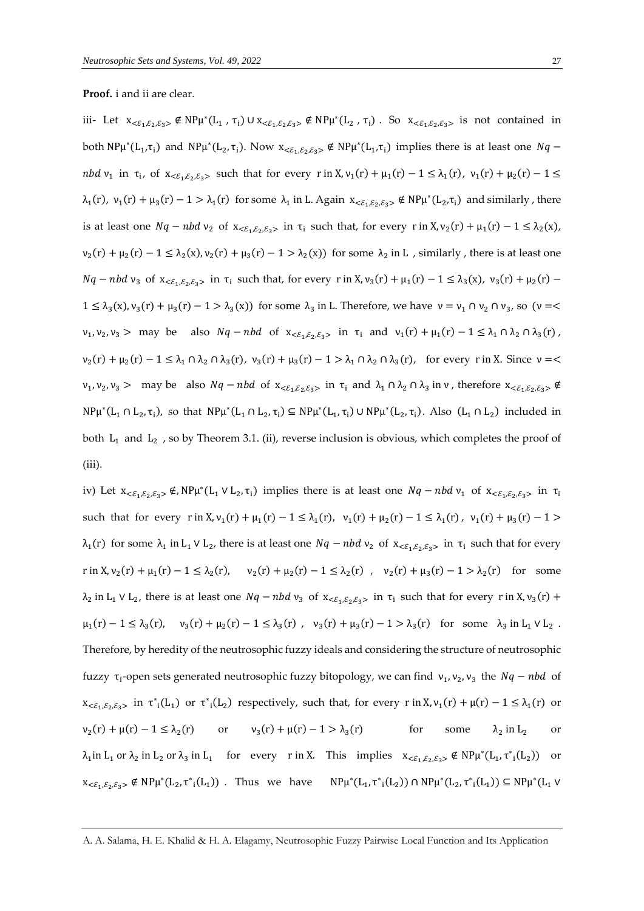**Proof.** i and ii are clear.

iii- Let $x_{<\mathcal{E}_1,\mathcal{E}_2,\mathcal{E}_3>} \notin NP\mu^*(L_1, \tau_i) \cup x_{<\mathcal{E}_1,\mathcal{E}_2,\mathcal{E}_3>} \notin NP\mu^*(L_2, \tau_i)$. So $x_{<\mathcal{E}_1,\mathcal{E}_2,\mathcal{E}_3>}$ is not contained in both $NP\mu^*(L_1,\tau_i)$ and $NP\mu^*(L_2,\tau_i)$. Now $x_{<\mathcal{E}_1,\mathcal{E}_2,\mathcal{E}_3>} \notin NP\mu^*(L_1,\tau_i)$ implies there is at least one $Nq-nbd$ $\nu_1$ in $\tau_i$, of $x_{<\mathcal{E}_1,\mathcal{E}_2,\mathcal{E}_3>}$ such that for every r in X, $\nu_1(r)+\mu_1(r)-1 \le \lambda_1(r)$, $\nu_1(r)+\mu_2(r)-1 \le \lambda_1(r)$, $\nu_1(r)+\mu_3(r)-1 > \lambda_1(r)$ for some $\lambda_1$ in L. Again $x_{<\mathcal{E}_1,\mathcal{E}_2,\mathcal{E}_3>} \notin NP\mu^*(L_2,\tau_i)$ and similarly, there is at least one $Nq-nbd$ $\nu_2$ of $x_{<\mathcal{E}_1,\mathcal{E}_2,\mathcal{E}_3>}$ in $\tau_i$ such that, for every r in X, $\nu_2(r)+\mu_1(r)-1 \le \lambda_2(x)$, $\nu_2(r)+\mu_2(r)-1 \le \lambda_2(x)$, $\nu_2(r)+\mu_3(r)-1 > \lambda_2(x))$ for some $\lambda_2$ in L, similarly, there is at least one $Nq-nbd$ $\nu_3$ of $x_{<\mathcal{E}_1,\mathcal{E}_2,\mathcal{E}_3>}$ in $\tau_i$ such that, for every r in X, $\nu_3(r)+\mu_1(r)-1 \le \lambda_3(x)$, $\nu_3(r)+\mu_2(r)-1 \le \lambda_3(x)$, $\nu_3(r)+\mu_3(r)-1 > \lambda_3(x))$ for some $\lambda_3$ in L. Therefore, we have $\nu = \nu_1 \cap \nu_2 \cap \nu_3$, so ($\nu = <\nu_1, \nu_2, \nu_3>$ may be also $Nq-nbd$ of $x_{<\mathcal{E}_1,\mathcal{E}_2,\mathcal{E}_3>}$ in $\tau_i$ and $\nu_1(r)+\mu_1(r)-1 \le \lambda_1 \cap \lambda_2 \cap \lambda_3(r)$, $\nu_2(r)+\mu_2(r)-1 \le \lambda_1 \cap \lambda_2 \cap \lambda_3(r)$, $\nu_3(r)+\mu_3(r)-1 > \lambda_1 \cap \lambda_2 \cap \lambda_3(r)$, for every r in X. Since $\nu = <\nu_1, \nu_2, \nu_3>$ may be also $Nq-nbd$ of $x_{<\mathcal{E}_1,\mathcal{E}_2,\mathcal{E}_3>}$ in $\tau_i$ and $\lambda_1 \cap \lambda_2 \cap \lambda_3$ in $\nu$, therefore $x_{<\mathcal{E}_1,\mathcal{E}_2,\mathcal{E}_3>} \notin NP\mu^*(L_1 \cap L_2, \tau_i)$, so that $NP\mu^*(L_1 \cap L_2, \tau_i) \subseteq NP\mu^*(L_1,\tau_i) \cup NP\mu^*(L_2,\tau_i)$. Also $(L_1 \cap L_2)$ included in both $L_1$ and $L_2$, so by Theorem 3.1. (ii), reverse inclusion is obvious, which completes the proof of (iii).

iv) Let $x_{<\mathcal{E}_1,\mathcal{E}_2,\mathcal{E}_3>} \notin, NP\mu^*(L_1 \vee L_2, \tau_i)$ implies there is at least one $Nq-nbd$ $\nu_1$ of $x_{<\mathcal{E}_1,\mathcal{E}_2,\mathcal{E}_3>}$ in $\tau_i$ such that for every r in X, $\nu_1(r)+\mu_1(r)-1 \le \lambda_1(r)$, $\nu_1(r)+\mu_2(r)-1 \le \lambda_1(r)$, $\nu_1(r)+\mu_3(r)-1 > \lambda_1(r)$ for some $\lambda_1$ in $L_1 \vee L_2$, there is at least one $Nq-nbd$ $\nu_2$ of $x_{<\mathcal{E}_1,\mathcal{E}_2,\mathcal{E}_3>}$ in $\tau_i$ such that for every r in X, $\nu_2(r)+\mu_1(r)-1 \le \lambda_2(r)$, $\nu_2(r)+\mu_2(r)-1 \le \lambda_2(r)$, $\nu_2(r)+\mu_3(r)-1 > \lambda_2(r)$ for some $\lambda_2$ in $L_1 \vee L_2$, there is at least one $Nq-nbd$ $\nu_3$ of $x_{<\mathcal{E}_1,\mathcal{E}_2,\mathcal{E}_3>}$ in $\tau_i$ such that for every r in X, $\nu_3(r)+\mu_1(r)-1 \le \lambda_3(r)$, $\nu_3(r)+\mu_2(r)-1 \le \lambda_3(r)$, $\nu_3(r)+\mu_3(r)-1 > \lambda_3(r)$ for some $\lambda_3$ in $L_1 \vee L_2$. Therefore, by heredity of the neutrosophic fuzzy ideals and considering the structure of neutrosophic fuzzy $\tau_i$-open sets generated neutrosophic fuzzy bitopology, we can find $\nu_1, \nu_2, \nu_3$ the $Nq-nbd$ of $x_{<\mathcal{E}_1,\mathcal{E}_2,\mathcal{E}_3>}$ in ${\tau^*}_i(L_1)$ or ${\tau^*}_i(L_2)$ respectively, such that, for every r in X, $\nu_1(r)+\mu(r)-1 \le \lambda_1(r)$ or $\nu_2(r)+\mu(r)-1 \le \lambda_2(r)$ or $\nu_3(r)+\mu(r)-1 > \lambda_3(r)$ for some $\lambda_2$ in $L_2$ or $\lambda_1$ in $L_1$ or $\lambda_2$ in $L_2$ or $\lambda_3$ in $L_1$ for every r in X. This implies $x_{<\mathcal{E}_1,\mathcal{E}_2,\mathcal{E}_3>} \notin NP\mu^*(L_1, {\tau^*}_i(L_2))$ or $x_{<\mathcal{E}_1,\mathcal{E}_2,\mathcal{E}_3>} \notin NP\mu^*(L_2, {\tau^*}_i(L_1))$. Thus we have $NP\mu^*(L_1, {\tau^*}_i(L_2)) \cap NP\mu^*(L_2, {\tau^*}_i(L_1)) \subseteq NP\mu^*(L_1 \vee$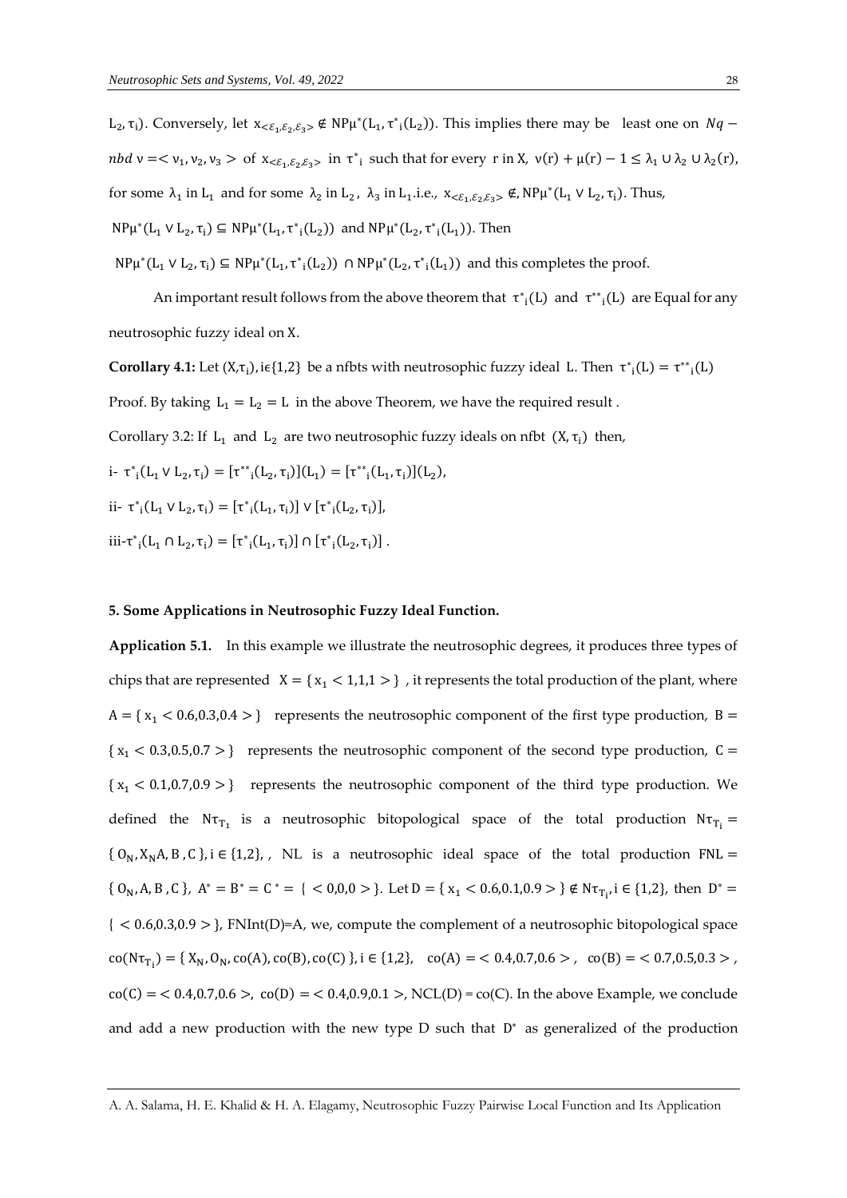$L_2, \tau_i)$. Conversely, let $x_{<\varepsilon_1,\varepsilon_2,\varepsilon_3>} \notin NP\mu^*(L_1, \tau^*{}_i(L_2))$. This implies there may be least one on $Nq-nbd$ $\nu =< \nu_1, \nu_2, \nu_3 >$ of $x_{<\varepsilon_1,\varepsilon_2,\varepsilon_3>}$ in $\tau^*{}_i$ such that for every r in X, $\nu(r) + \mu(r) - 1 \le \lambda_1 \cup \lambda_2 \cup \lambda_2(r)$, for some $\lambda_1$ in $L_1$ and for some $\lambda_2$ in $L_2$, $\lambda_3$ in $L_1$.i.e., $x_{<\varepsilon_1,\varepsilon_2,\varepsilon_3>} \notin, NP\mu^*(L_1 \vee L_2, \tau_i)$. Thus,

$NP\mu^*(L_1 \vee L_2, \tau_i) \subseteq NP\mu^*(L_1, \tau^*{}_i(L_2))$ and $NP\mu^*(L_2, \tau^*{}_i(L_1))$. Then

$NP\mu^*(L_1 \vee L_2, \tau_i) \subseteq NP\mu^*(L_1, \tau^*{}_i(L_2)) \cap NP\mu^*(L_2, \tau^*{}_i(L_1))$ and this completes the proof.

An important result follows from the above theorem that $\tau^*{}_i(L)$ and $\tau^{**}{}_i(L)$ are Equal for any neutrosophic fuzzy ideal on X.

**Corollary 4.1:** Let $(X,\tau_i), i\epsilon\{1,2\}$ be a nfbts with neutrosophic fuzzy ideal L. Then $\tau^*{}_i(L) = \tau^{**}{}_i(L)$

Proof. By taking $L_1 = L_2 = L$ in the above Theorem, we have the required result .

Corollary 3.2: If $L_1$ and $L_2$ are two neutrosophic fuzzy ideals on nfbt $(X, \tau_i)$ then,

i- $\tau^*{}_i(L_1 \vee L_2, \tau_i) = [\tau^{**}{}_i(L_2, \tau_i)](L_1) = [\tau^{**}{}_i(L_1, \tau_i)](L_2)$,

ii- $\tau^*{}_i(L_1 \vee L_2, \tau_i) = [\tau^*{}_i(L_1, \tau_i)] \vee [\tau^*{}_i(L_2, \tau_i)]$,

iii-$\tau^*{}_i(L_1 \cap L_2, \tau_i) = [\tau^*{}_i(L_1, \tau_i)] \cap [\tau^*{}_i(L_2, \tau_i)]$ .

## 5. Some Applications in Neutrosophic Fuzzy Ideal Function.

**Application 5.1.** In this example we illustrate the neutrosophic degrees, it produces three types of chips that are represented $X = \{x_1 < 1,1,1 >\}$ , it represents the total production of the plant, where $A = \{x_1 < 0.6,0.3,0.4 >\}$ represents the neutrosophic component of the first type production, $B = \{x_1 < 0.3,0.5,0.7 >\}$ represents the neutrosophic component of the second type production, $C = \{x_1 < 0.1,0.7,0.9 >\}$ represents the neutrosophic component of the third type production. We defined the $N\tau_{T_1}$ is a neutrosophic bitopological space of the total production $N\tau_{T_i} = \{0_N, X_N A, B, C\}, i \in \{1,2\}$, , NL is a neutrosophic ideal space of the total production $FNL = \{0_N, A, B, C\}$, $A^* = B^* = C^* = \{<0,0,0>\}$. Let $D = \{x_1 < 0.6,0.1,0.9 >\} \notin N\tau_{T_i}, i \in \{1,2\}$, then $D^* = \{<0.6,0.3,0.9>\}$, FNInt(D)=A, we, compute the complement of a neutrosophic bitopological space $co(N\tau_{T_i}) = \{X_N, 0_N, co(A), co(B), co(C)\}, i \in \{1,2\}$, $co(A) =< 0.4,0.7,0.6 >$, $co(B) =< 0.7,0.5,0.3 >$, $co(C) =< 0.4,0.7,0.6 >$, $co(D) =< 0.4,0.9,0.1 >$, NCL(D) = co(C). In the above Example, we conclude and add a new production with the new type D such that $D^*$ as generalized of the production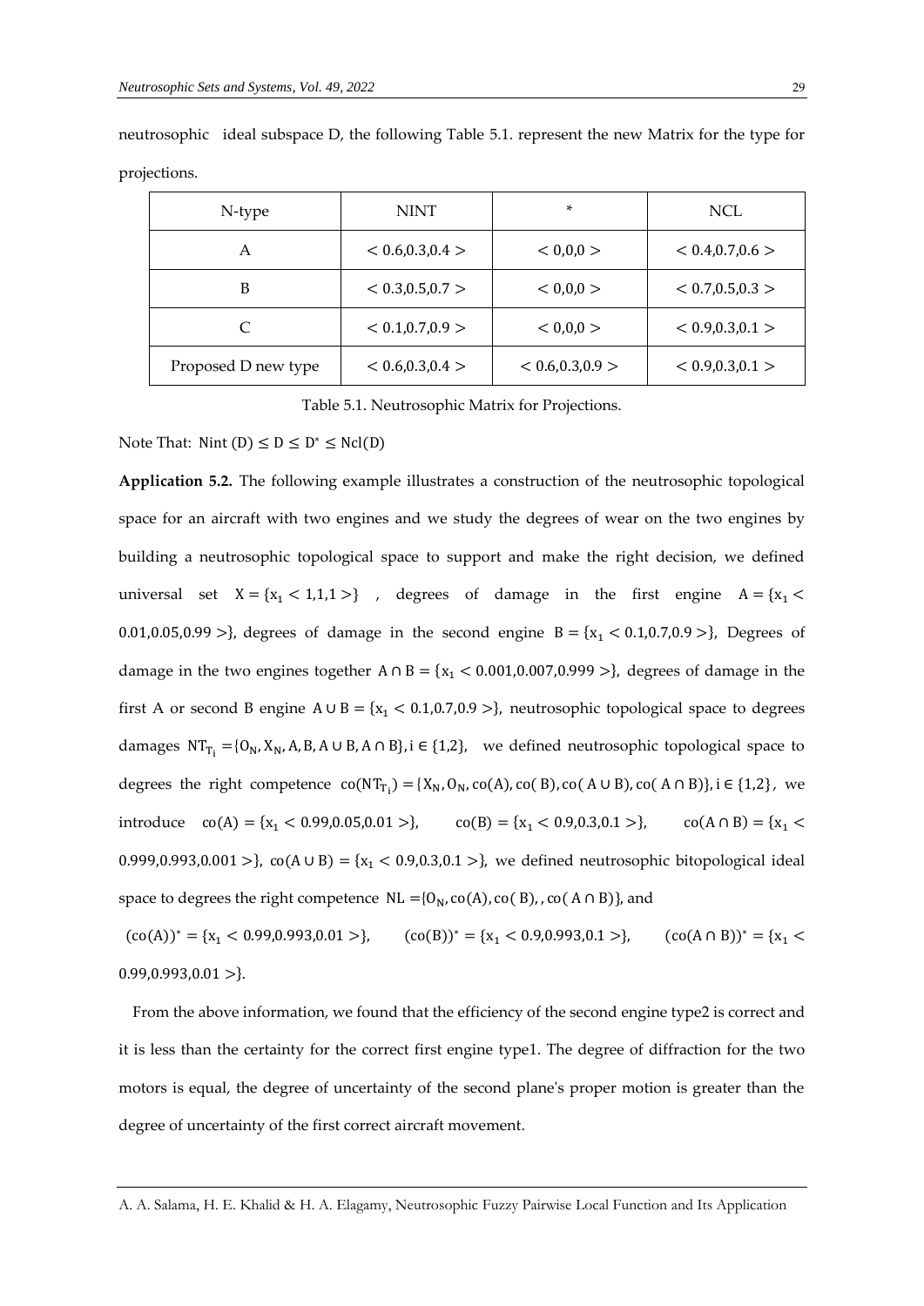neutrosophic ideal subspace D, the following Table 5.1. represent the new Matrix for the type for projections.

| N-type | NINT | * | NCL |
|---|---|---|---|
| A | $< 0.6,0.3,0.4 >$ | $< 0,0,0 >$ | $< 0.4,0.7,0.6 >$ |
| B | $< 0.3,0.5,0.7 >$ | $< 0,0,0 >$ | $< 0.7,0.5,0.3 >$ |
| C | $< 0.1,0.7,0.9 >$ | $< 0,0,0 >$ | $< 0.9,0.3,0.1 >$ |
| Proposed D new type | $< 0.6,0.3,0.4 >$ | $< 0.6,0.3,0.9 >$ | $< 0.9,0.3,0.1 >$ |

Table 5.1. Neutrosophic Matrix for Projections.

Note That: $\text{Nint}(D) \leq D \leq D^{*} \leq \text{Ncl}(D)$

**Application 5.2.** The following example illustrates a construction of the neutrosophic topological space for an aircraft with two engines and we study the degrees of wear on the two engines by building a neutrosophic topological space to support and make the right decision, we defined universal set $X = \{x_1 < 1,1,1 >\}$ , degrees of damage in the first engine $A = \{x_1 < 0.01,0.05,0.99 >\}$, degrees of damage in the second engine $B = \{x_1 < 0.1,0.7,0.9 >\}$, Degrees of damage in the two engines together $A \cap B = \{x_1 < 0.001,0.007,0.999 >\}$, degrees of damage in the first A or second B engine $A \cup B = \{x_1 < 0.1,0.7,0.9 >\}$, neutrosophic topological space to degrees damages $NT_{T_i} = \{0_N, X_N, A, B, A \cup B, A \cap B\}, i \in \{1,2\}$, we defined neutrosophic topological space to degrees the right competence $co(NT_{T_i}) = \{X_N, 0_N, co(A), co(B), co(A \cup B), co(A \cap B)\}, i \in \{1,2\}$, we introduce $co(A) = \{x_1 < 0.99,0.05,0.01 >\}$, $co(B) = \{x_1 < 0.9,0.3,0.1 >\}$, $co(A \cap B) = \{x_1 < 0.999,0.993,0.001 >\}$, $co(A \cup B) = \{x_1 < 0.9,0.3,0.1 >\}$, we defined neutrosophic bitopological ideal space to degrees the right competence $NL = \{0_N, co(A), co(B), , co(A \cap B)\}$, and

$(co(A))^{*} = \{x_1 < 0.99,0.993,0.01 >\}$, $(co(B))^{*} = \{x_1 < 0.9,0.993,0.1 >\}$, $(co(A \cap B))^{*} = \{x_1 < 0.99,0.993,0.01 >\}$.

From the above information, we found that the efficiency of the second engine type2 is correct and it is less than the certainty for the correct first engine type1. The degree of diffraction for the two motors is equal, the degree of uncertainty of the second plane's proper motion is greater than the degree of uncertainty of the first correct aircraft movement.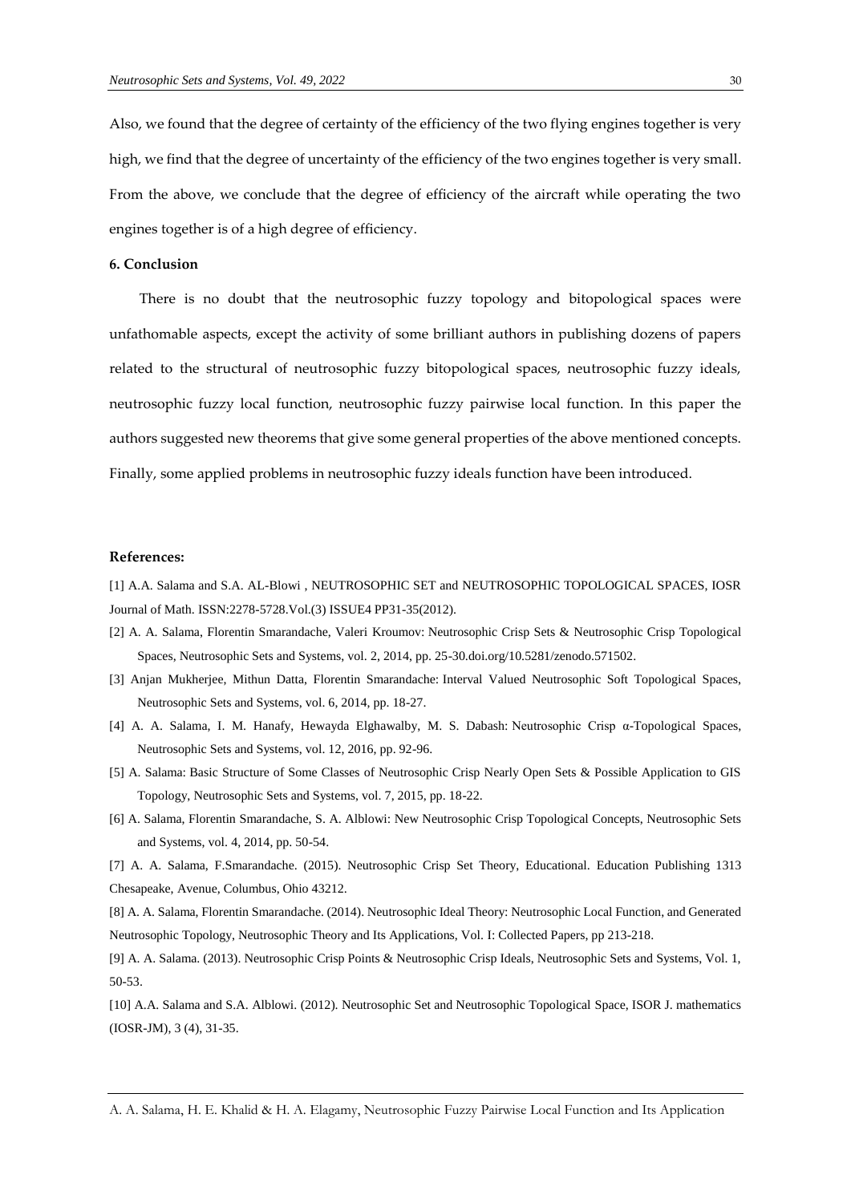Also, we found that the degree of certainty of the efficiency of the two flying engines together is very high, we find that the degree of uncertainty of the efficiency of the two engines together is very small. From the above, we conclude that the degree of efficiency of the aircraft while operating the two engines together is of a high degree of efficiency.

### 6. Conclusion

There is no doubt that the neutrosophic fuzzy topology and bitopological spaces were unfathomable aspects, except the activity of some brilliant authors in publishing dozens of papers related to the structural of neutrosophic fuzzy bitopological spaces, neutrosophic fuzzy ideals, neutrosophic fuzzy local function, neutrosophic fuzzy pairwise local function. In this paper the authors suggested new theorems that give some general properties of the above mentioned concepts. Finally, some applied problems in neutrosophic fuzzy ideals function have been introduced.

### References:

[1] A.A. Salama and S.A. AL-Blowi , NEUTROSOPHIC SET and NEUTROSOPHIC TOPOLOGICAL SPACES, IOSR Journal of Math. ISSN:2278-5728.Vol.(3) ISSUE4 PP31-35(2012).

[2] A. A. Salama, Florentin Smarandache, Valeri Kroumov: Neutrosophic Crisp Sets & Neutrosophic Crisp Topological Spaces, Neutrosophic Sets and Systems, vol. 2, 2014, pp. 25-30.doi.org/10.5281/zenodo.571502.

[3] Anjan Mukherjee, Mithun Datta, Florentin Smarandache: Interval Valued Neutrosophic Soft Topological Spaces, Neutrosophic Sets and Systems, vol. 6, 2014, pp. 18-27.

[4] A. A. Salama, I. M. Hanafy, Hewayda Elghawalby, M. S. Dabash: Neutrosophic Crisp α-Topological Spaces, Neutrosophic Sets and Systems, vol. 12, 2016, pp. 92-96.

[5] A. Salama: Basic Structure of Some Classes of Neutrosophic Crisp Nearly Open Sets & Possible Application to GIS Topology, Neutrosophic Sets and Systems, vol. 7, 2015, pp. 18-22.

[6] A. Salama, Florentin Smarandache, S. A. Alblowi: New Neutrosophic Crisp Topological Concepts, Neutrosophic Sets and Systems, vol. 4, 2014, pp. 50-54.

[7] A. A. Salama, F.Smarandache. (2015). Neutrosophic Crisp Set Theory, Educational. Education Publishing 1313 Chesapeake, Avenue, Columbus, Ohio 43212.

[8] A. A. Salama, Florentin Smarandache. (2014). Neutrosophic Ideal Theory: Neutrosophic Local Function, and Generated Neutrosophic Topology, Neutrosophic Theory and Its Applications, Vol. I: Collected Papers, pp 213-218.

[9] A. A. Salama. (2013). Neutrosophic Crisp Points & Neutrosophic Crisp Ideals, Neutrosophic Sets and Systems, Vol. 1, 50-53.

[10] A.A. Salama and S.A. Alblowi. (2012). Neutrosophic Set and Neutrosophic Topological Space, ISOR J. mathematics (IOSR-JM), 3 (4), 31-35.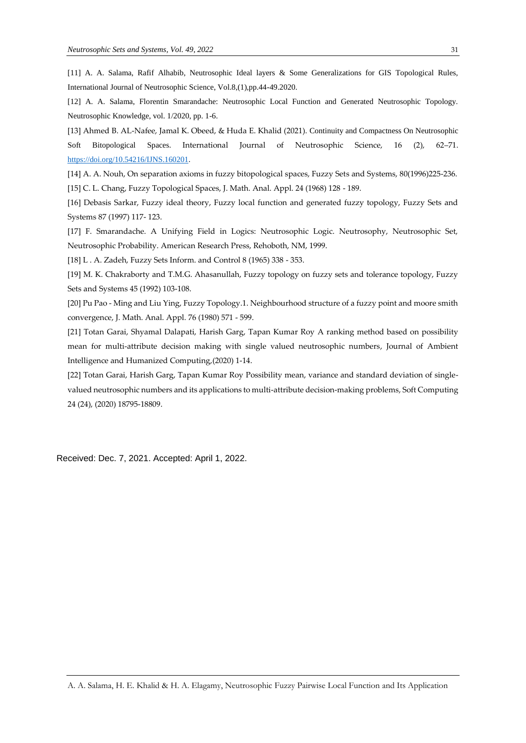[11] A. A. Salama, Rafif Alhabib, Neutrosophic Ideal layers & Some Generalizations for GIS Topological Rules, International Journal of Neutrosophic Science, Vol.8,(1),pp.44-49.2020.

[12] A. A. Salama, Florentin Smarandache: Neutrosophic Local Function and Generated Neutrosophic Topology. Neutrosophic Knowledge, vol. 1/2020, pp. 1-6.

[13] Ahmed B. AL-Nafee, Jamal K. Obeed, & Huda E. Khalid (2021). Continuity and Compactness On Neutrosophic Soft Bitopological Spaces. International Journal of Neutrosophic Science, 16 (2), 62–71. https://doi.org/10.54216/IJNS.160201.

[14] A. A. Nouh, On separation axioms in fuzzy bitopological spaces, Fuzzy Sets and Systems, 80(1996)225-236.

[15] C. L. Chang, Fuzzy Topological Spaces, J. Math. Anal. Appl. 24 (1968) 128 - 189.

[16] Debasis Sarkar, Fuzzy ideal theory, Fuzzy local function and generated fuzzy topology, Fuzzy Sets and Systems 87 (1997) 117- 123.

[17] F. Smarandache. A Unifying Field in Logics: Neutrosophic Logic. Neutrosophy, Neutrosophic Set, Neutrosophic Probability. American Research Press, Rehoboth, NM, 1999.

[18] L . A. Zadeh, Fuzzy Sets Inform. and Control 8 (1965) 338 - 353.

[19] M. K. Chakraborty and T.M.G. Ahasanullah, Fuzzy topology on fuzzy sets and tolerance topology, Fuzzy Sets and Systems 45 (1992) 103-108.

[20] Pu Pao - Ming and Liu Ying, Fuzzy Topology.1. Neighbourhood structure of a fuzzy point and moore smith convergence, J. Math. Anal. Appl. 76 (1980) 571 - 599.

[21] Totan Garai, Shyamal Dalapati, Harish Garg, Tapan Kumar Roy A ranking method based on possibility mean for multi-attribute decision making with single valued neutrosophic numbers, Journal of Ambient Intelligence and Humanized Computing,(2020) 1-14.

[22] Totan Garai, Harish Garg, Tapan Kumar Roy Possibility mean, variance and standard deviation of single-valued neutrosophic numbers and its applications to multi-attribute decision-making problems, Soft Computing 24 (24), (2020) 18795-18809.

Received: Dec. 7, 2021. Accepted: April 1, 2022.